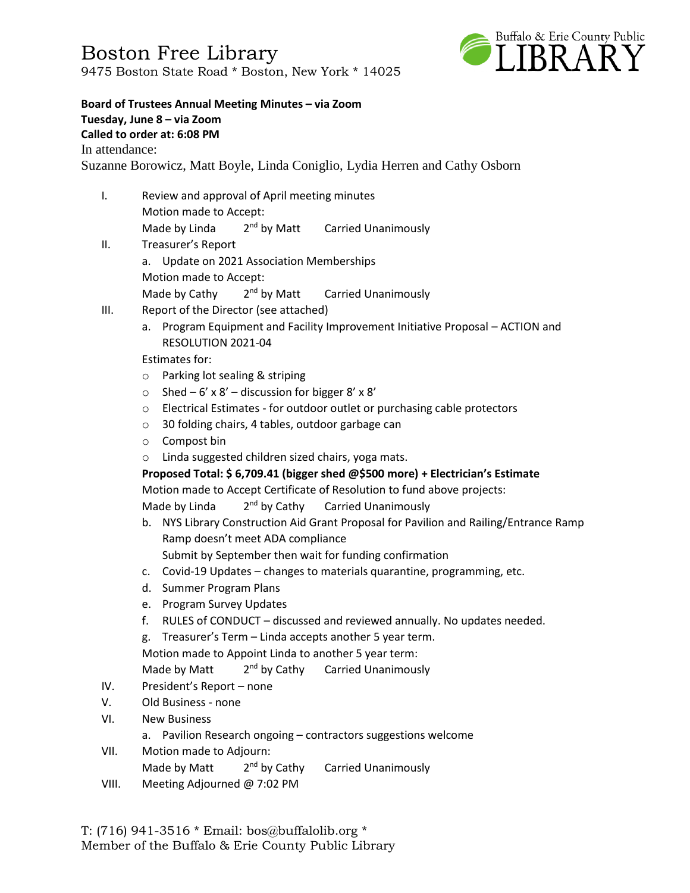# Boston Free Library

9475 Boston State Road * Boston, New York * 14025

Buffalo & Erie County Public LIBRARY

**Board of Trustees Annual Meeting Minutes – via Zoom**
**Tuesday, June 8 – via Zoom**
**Called to order at: 6:08 PM**

In attendance:
Suzanne Borowicz, Matt Boyle, Linda Coniglio, Lydia Herren and Cathy Osborn

I. Review and approval of April meeting minutes
   Motion made to Accept:
   Made by Linda 2nd by Matt Carried Unanimously

II. Treasurer's Report
   a. Update on 2021 Association Memberships
   Motion made to Accept:
   Made by Cathy 2nd by Matt Carried Unanimously

III. Report of the Director (see attached)
   a. Program Equipment and Facility Improvement Initiative Proposal – ACTION and RESOLUTION 2021-04
   Estimates for:
   - Parking lot sealing & striping
   - Shed – 6' x 8' – discussion for bigger 8' x 8'
   - Electrical Estimates - for outdoor outlet or purchasing cable protectors
   - 30 folding chairs, 4 tables, outdoor garbage can
   - Compost bin
   - Linda suggested children sized chairs, yoga mats.

   **Proposed Total: $ 6,709.41 (bigger shed @$500 more) + Electrician's Estimate**
   Motion made to Accept Certificate of Resolution to fund above projects:
   Made by Linda 2nd by Cathy Carried Unanimously
   b. NYS Library Construction Aid Grant Proposal for Pavilion and Railing/Entrance Ramp
      Ramp doesn't meet ADA compliance
      Submit by September then wait for funding confirmation
   c. Covid-19 Updates – changes to materials quarantine, programming, etc.
   d. Summer Program Plans
   e. Program Survey Updates
   f. RULES of CONDUCT – discussed and reviewed annually. No updates needed.
   g. Treasurer's Term – Linda accepts another 5 year term.
   Motion made to Appoint Linda to another 5 year term:
   Made by Matt 2nd by Cathy Carried Unanimously

IV. President's Report – none

V. Old Business - none

VI. New Business
   a. Pavilion Research ongoing – contractors suggestions welcome

VII. Motion made to Adjourn:
   Made by Matt 2nd by Cathy Carried Unanimously

VIII. Meeting Adjourned @ 7:02 PM

T: (716) 941-3516 * Email: bos@buffalolib.org *
Member of the Buffalo & Erie County Public Library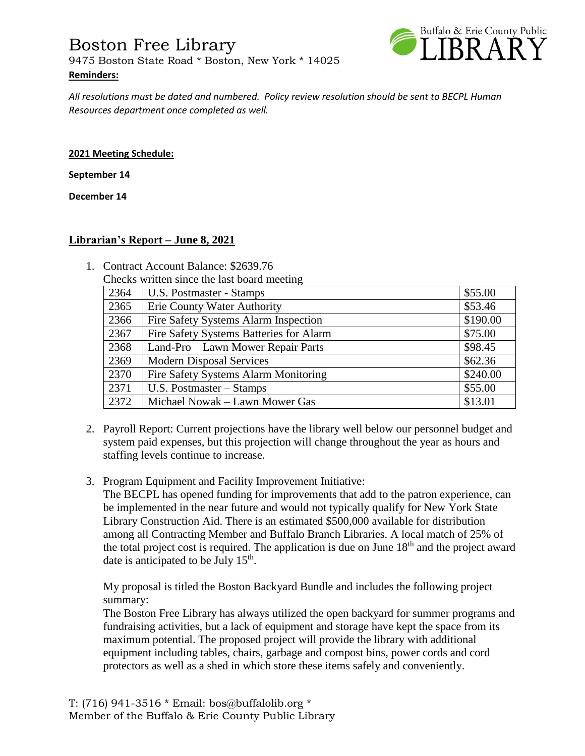Boston Free Library

9475 Boston State Road * Boston, New York * 14025

**Reminders:**

*All resolutions must be dated and numbered. Policy review resolution should be sent to BECPL Human Resources department once completed as well.*

**2021 Meeting Schedule:**

**September 14**

**December 14**

## Librarian's Report – June 8, 2021

1. Contract Account Balance: $2639.76

   Checks written since the last board meeting

| | | |
|---|---|---|
| 2364 | U.S. Postmaster - Stamps | $55.00 |
| 2365 | Erie County Water Authority | $53.46 |
| 2366 | Fire Safety Systems Alarm Inspection | $190.00 |
| 2367 | Fire Safety Systems Batteries for Alarm | $75.00 |
| 2368 | Land-Pro – Lawn Mower Repair Parts | $98.45 |
| 2369 | Modern Disposal Services | $62.36 |
| 2370 | Fire Safety Systems Alarm Monitoring | $240.00 |
| 2371 | U.S. Postmaster – Stamps | $55.00 |
| 2372 | Michael Nowak – Lawn Mower Gas | $13.01 |

2. Payroll Report: Current projections have the library well below our personnel budget and system paid expenses, but this projection will change throughout the year as hours and staffing levels continue to increase.

3. Program Equipment and Facility Improvement Initiative:

   The BECPL has opened funding for improvements that add to the patron experience, can be implemented in the near future and would not typically qualify for New York State Library Construction Aid. There is an estimated $500,000 available for distribution among all Contracting Member and Buffalo Branch Libraries. A local match of 25% of the total project cost is required. The application is due on June 18th and the project award date is anticipated to be July 15th.

   My proposal is titled the Boston Backyard Bundle and includes the following project summary:

   The Boston Free Library has always utilized the open backyard for summer programs and fundraising activities, but a lack of equipment and storage have kept the space from its maximum potential. The proposed project will provide the library with additional equipment including tables, chairs, garbage and compost bins, power cords and cord protectors as well as a shed in which store these items safely and conveniently.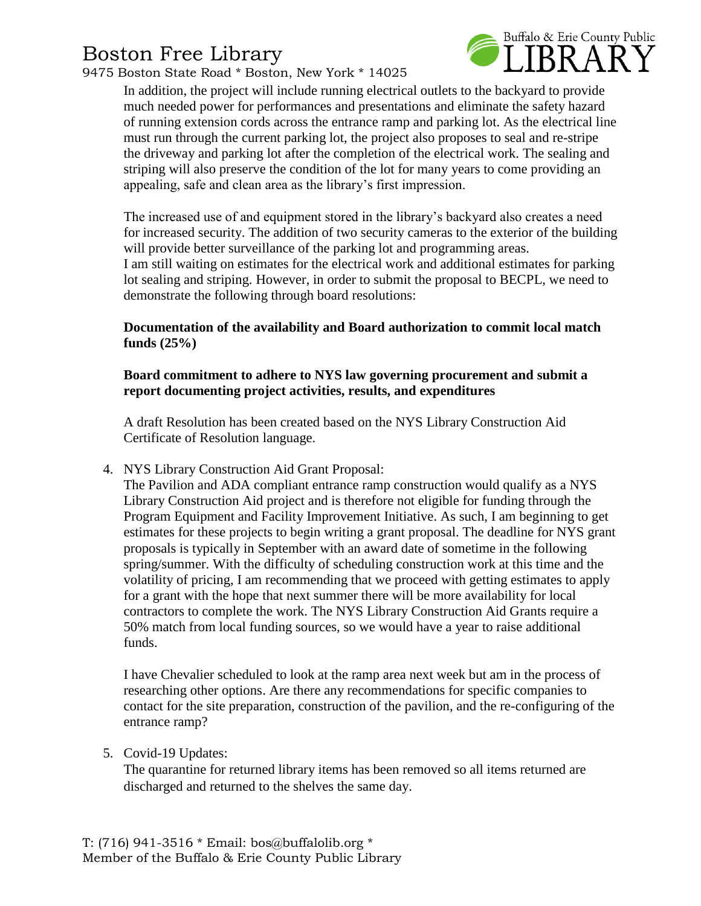In addition, the project will include running electrical outlets to the backyard to provide much needed power for performances and presentations and eliminate the safety hazard of running extension cords across the entrance ramp and parking lot. As the electrical line must run through the current parking lot, the project also proposes to seal and re-stripe the driveway and parking lot after the completion of the electrical work. The sealing and striping will also preserve the condition of the lot for many years to come providing an appealing, safe and clean area as the library's first impression.

The increased use of and equipment stored in the library's backyard also creates a need for increased security. The addition of two security cameras to the exterior of the building will provide better surveillance of the parking lot and programming areas.
I am still waiting on estimates for the electrical work and additional estimates for parking lot sealing and striping. However, in order to submit the proposal to BECPL, we need to demonstrate the following through board resolutions:

**Documentation of the availability and Board authorization to commit local match funds (25%)**

**Board commitment to adhere to NYS law governing procurement and submit a report documenting project activities, results, and expenditures**

A draft Resolution has been created based on the NYS Library Construction Aid Certificate of Resolution language.

4. NYS Library Construction Aid Grant Proposal:
   The Pavilion and ADA compliant entrance ramp construction would qualify as a NYS Library Construction Aid project and is therefore not eligible for funding through the Program Equipment and Facility Improvement Initiative. As such, I am beginning to get estimates for these projects to begin writing a grant proposal. The deadline for NYS grant proposals is typically in September with an award date of sometime in the following spring/summer. With the difficulty of scheduling construction work at this time and the volatility of pricing, I am recommending that we proceed with getting estimates to apply for a grant with the hope that next summer there will be more availability for local contractors to complete the work. The NYS Library Construction Aid Grants require a 50% match from local funding sources, so we would have a year to raise additional funds.

   I have Chevalier scheduled to look at the ramp area next week but am in the process of researching other options. Are there any recommendations for specific companies to contact for the site preparation, construction of the pavilion, and the re-configuring of the entrance ramp?

5. Covid-19 Updates:
   The quarantine for returned library items has been removed so all items returned are discharged and returned to the shelves the same day.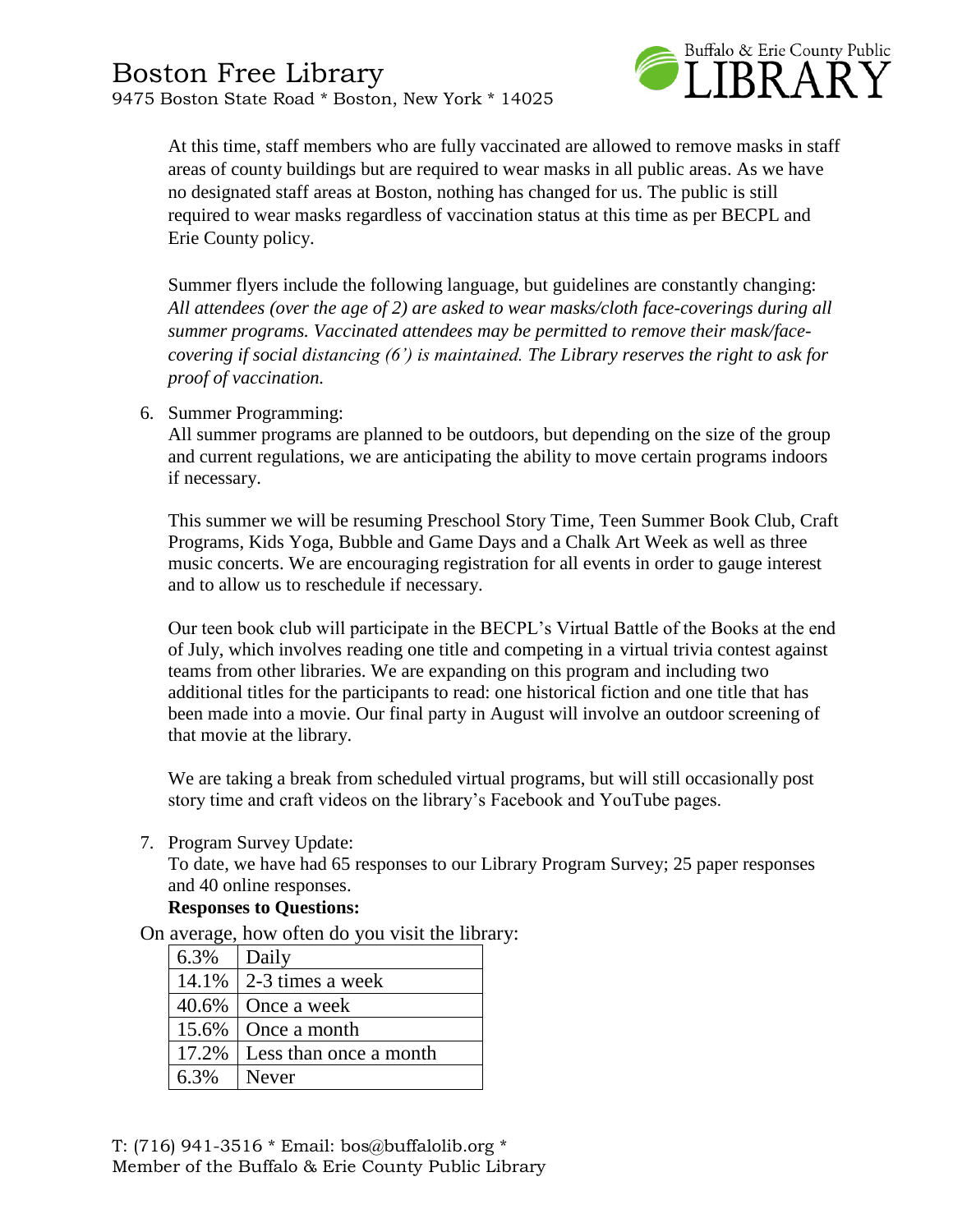At this time, staff members who are fully vaccinated are allowed to remove masks in staff areas of county buildings but are required to wear masks in all public areas. As we have no designated staff areas at Boston, nothing has changed for us. The public is still required to wear masks regardless of vaccination status at this time as per BECPL and Erie County policy.

Summer flyers include the following language, but guidelines are constantly changing: *All attendees (over the age of 2) are asked to wear masks/cloth face-coverings during all summer programs. Vaccinated attendees may be permitted to remove their mask/face-covering if social distancing (6') is maintained. The Library reserves the right to ask for proof of vaccination.*

6. Summer Programming:
   All summer programs are planned to be outdoors, but depending on the size of the group and current regulations, we are anticipating the ability to move certain programs indoors if necessary.

   This summer we will be resuming Preschool Story Time, Teen Summer Book Club, Craft Programs, Kids Yoga, Bubble and Game Days and a Chalk Art Week as well as three music concerts. We are encouraging registration for all events in order to gauge interest and to allow us to reschedule if necessary.

   Our teen book club will participate in the BECPL's Virtual Battle of the Books at the end of July, which involves reading one title and competing in a virtual trivia contest against teams from other libraries. We are expanding on this program and including two additional titles for the participants to read: one historical fiction and one title that has been made into a movie. Our final party in August will involve an outdoor screening of that movie at the library.

   We are taking a break from scheduled virtual programs, but will still occasionally post story time and craft videos on the library's Facebook and YouTube pages.

7. Program Survey Update:
   To date, we have had 65 responses to our Library Program Survey; 25 paper responses and 40 online responses.
   **Responses to Questions:**

On average, how often do you visit the library:

| | |
|---|---|
| 6.3% | Daily |
| 14.1% | 2-3 times a week |
| 40.6% | Once a week |
| 15.6% | Once a month |
| 17.2% | Less than once a month |
| 6.3% | Never |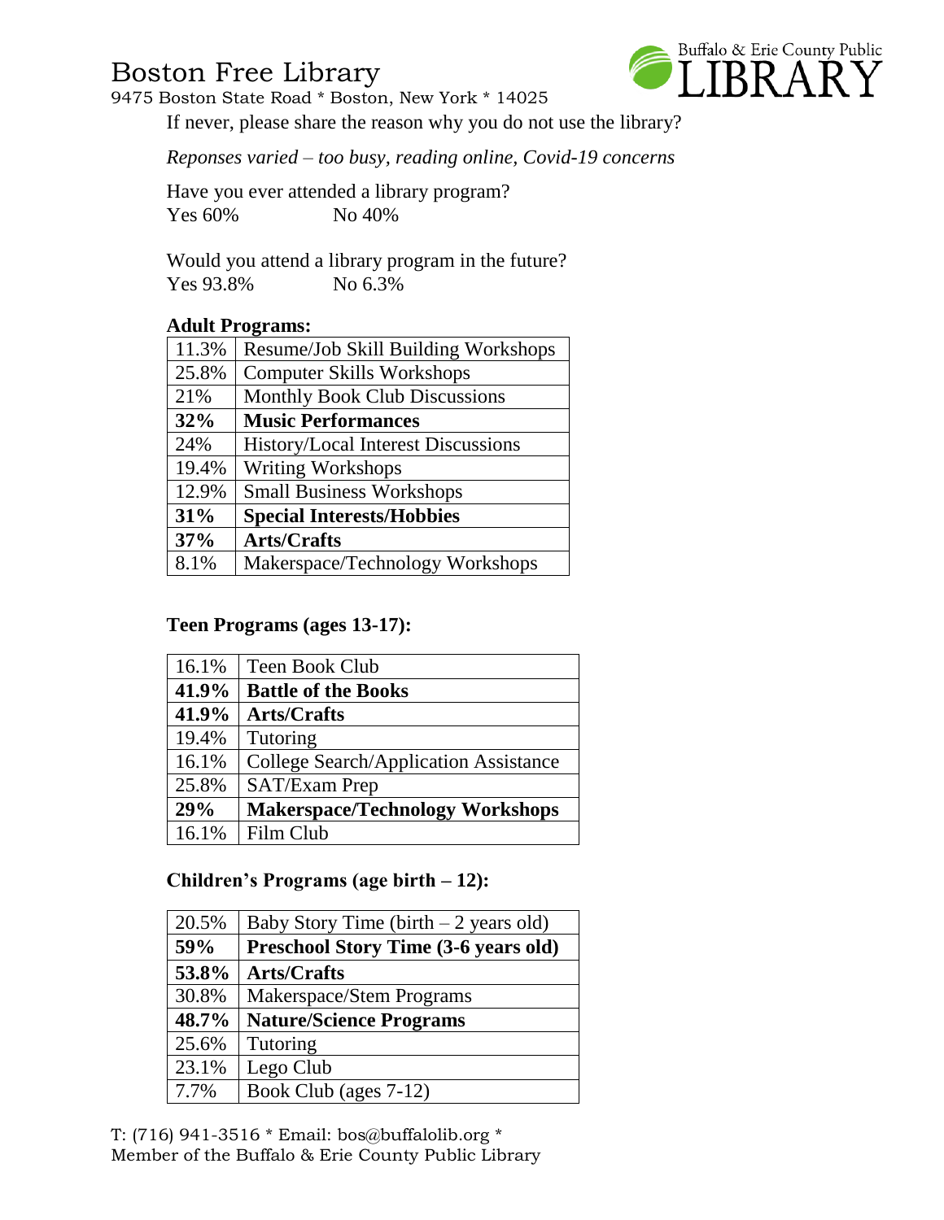If never, please share the reason why you do not use the library?

*Reponses varied – too busy, reading online, Covid-19 concerns*

Have you ever attended a library program?
Yes 60%  No 40%

Would you attend a library program in the future?
Yes 93.8%  No 6.3%

**Adult Programs:**

| | |
|---|---|
| 11.3% | Resume/Job Skill Building Workshops |
| 25.8% | Computer Skills Workshops |
| 21% | Monthly Book Club Discussions |
| **32%** | **Music Performances** |
| 24% | History/Local Interest Discussions |
| 19.4% | Writing Workshops |
| 12.9% | Small Business Workshops |
| **31%** | **Special Interests/Hobbies** |
| **37%** | **Arts/Crafts** |
| 8.1% | Makerspace/Technology Workshops |

**Teen Programs (ages 13-17):**

| | |
|---|---|
| 16.1% | Teen Book Club |
| **41.9%** | **Battle of the Books** |
| **41.9%** | **Arts/Crafts** |
| 19.4% | Tutoring |
| 16.1% | College Search/Application Assistance |
| 25.8% | SAT/Exam Prep |
| **29%** | **Makerspace/Technology Workshops** |
| 16.1% | Film Club |

**Children's Programs (age birth – 12):**

| | |
|---|---|
| 20.5% | Baby Story Time (birth – 2 years old) |
| **59%** | **Preschool Story Time (3-6 years old)** |
| **53.8%** | **Arts/Crafts** |
| 30.8% | Makerspace/Stem Programs |
| **48.7%** | **Nature/Science Programs** |
| 25.6% | Tutoring |
| 23.1% | Lego Club |
| 7.7% | Book Club (ages 7-12) |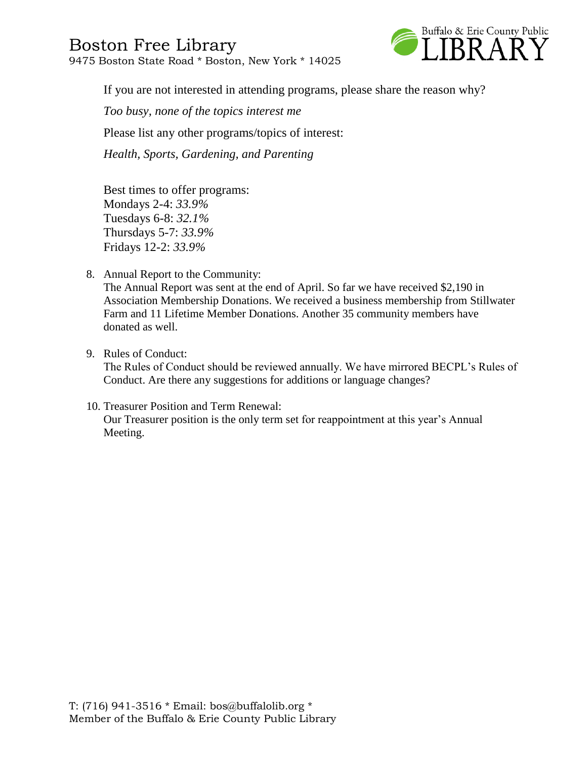If you are not interested in attending programs, please share the reason why?

*Too busy, none of the topics interest me*

Please list any other programs/topics of interest:

*Health, Sports, Gardening, and Parenting*

Best times to offer programs:
Mondays 2-4: *33.9%*
Tuesdays 6-8: *32.1%*
Thursdays 5-7: *33.9%*
Fridays 12-2: *33.9%*

8. Annual Report to the Community:
   The Annual Report was sent at the end of April. So far we have received $2,190 in Association Membership Donations. We received a business membership from Stillwater Farm and 11 Lifetime Member Donations. Another 35 community members have donated as well.

9. Rules of Conduct:
   The Rules of Conduct should be reviewed annually. We have mirrored BECPL's Rules of Conduct. Are there any suggestions for additions or language changes?

10. Treasurer Position and Term Renewal:
    Our Treasurer position is the only term set for reappointment at this year's Annual Meeting.